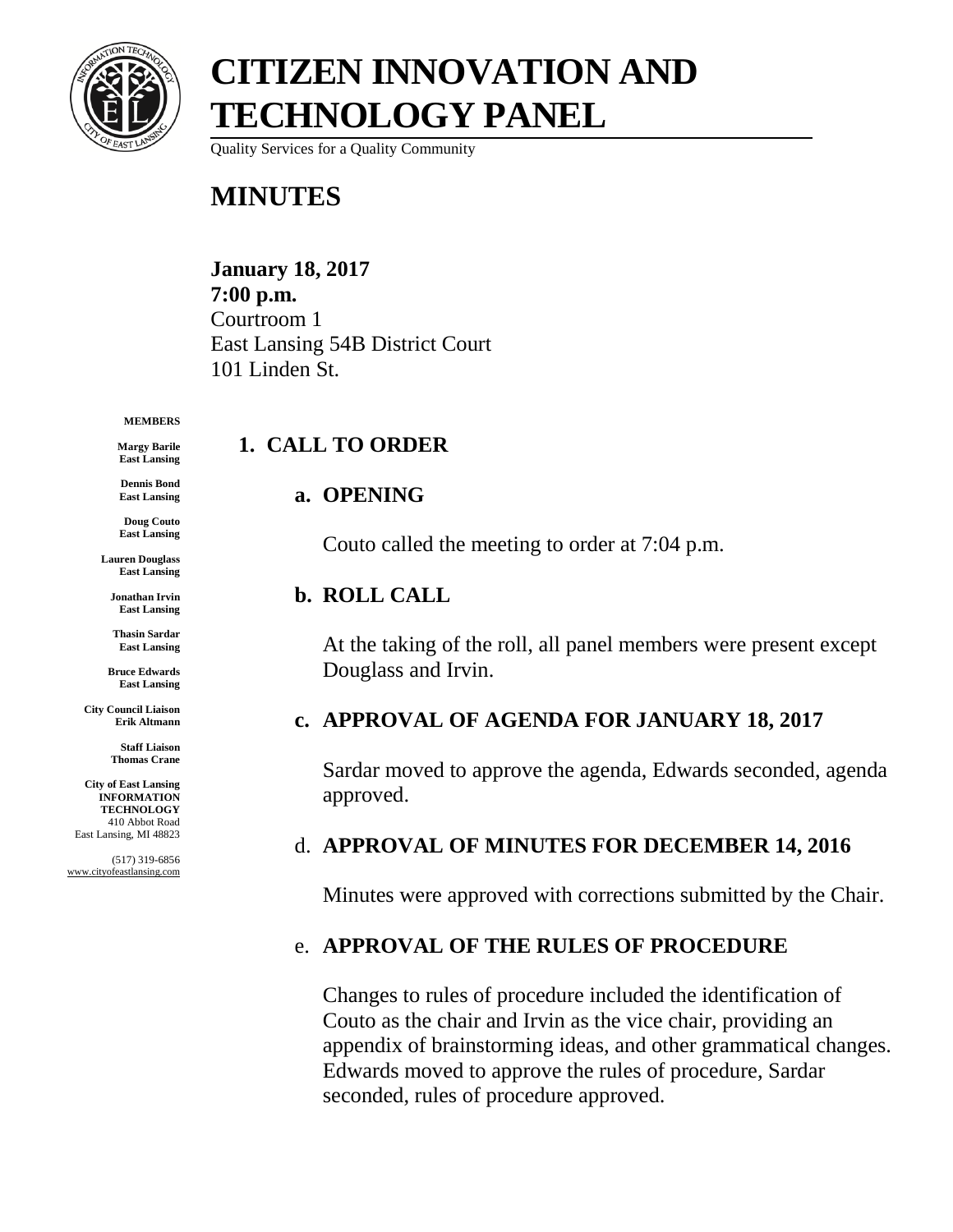# CITIZEN INNOVATION AND TECHNOLOGY PANEL

Quality Services for a Quality Community

# MINUTES

**January 18, 2017**
**7:00 p.m.**
Courtroom 1
East Lansing 54B District Court
101 Linden St.

**MEMBERS**

**Margy Barile**
**East Lansing**

**Dennis Bond**
**East Lansing**

**Doug Couto**
**East Lansing**

**Lauren Douglass**
**East Lansing**

**Jonathan Irvin**
**East Lansing**

**Thasin Sardar**
**East Lansing**

**Bruce Edwards**
**East Lansing**

**City Council Liaison**
**Erik Altmann**

**Staff Liaison**
**Thomas Crane**

**City of East Lansing**
**INFORMATION TECHNOLOGY**
410 Abbot Road
East Lansing, MI 48823

(517) 319-6856
www.cityofeastlansing.com

## 1. CALL TO ORDER

### a. OPENING

Couto called the meeting to order at 7:04 p.m.

### b. ROLL CALL

At the taking of the roll, all panel members were present except Douglass and Irvin.

### c. APPROVAL OF AGENDA FOR JANUARY 18, 2017

Sardar moved to approve the agenda, Edwards seconded, agenda approved.

### d. APPROVAL OF MINUTES FOR DECEMBER 14, 2016

Minutes were approved with corrections submitted by the Chair.

### e. APPROVAL OF THE RULES OF PROCEDURE

Changes to rules of procedure included the identification of Couto as the chair and Irvin as the vice chair, providing an appendix of brainstorming ideas, and other grammatical changes. Edwards moved to approve the rules of procedure, Sardar seconded, rules of procedure approved.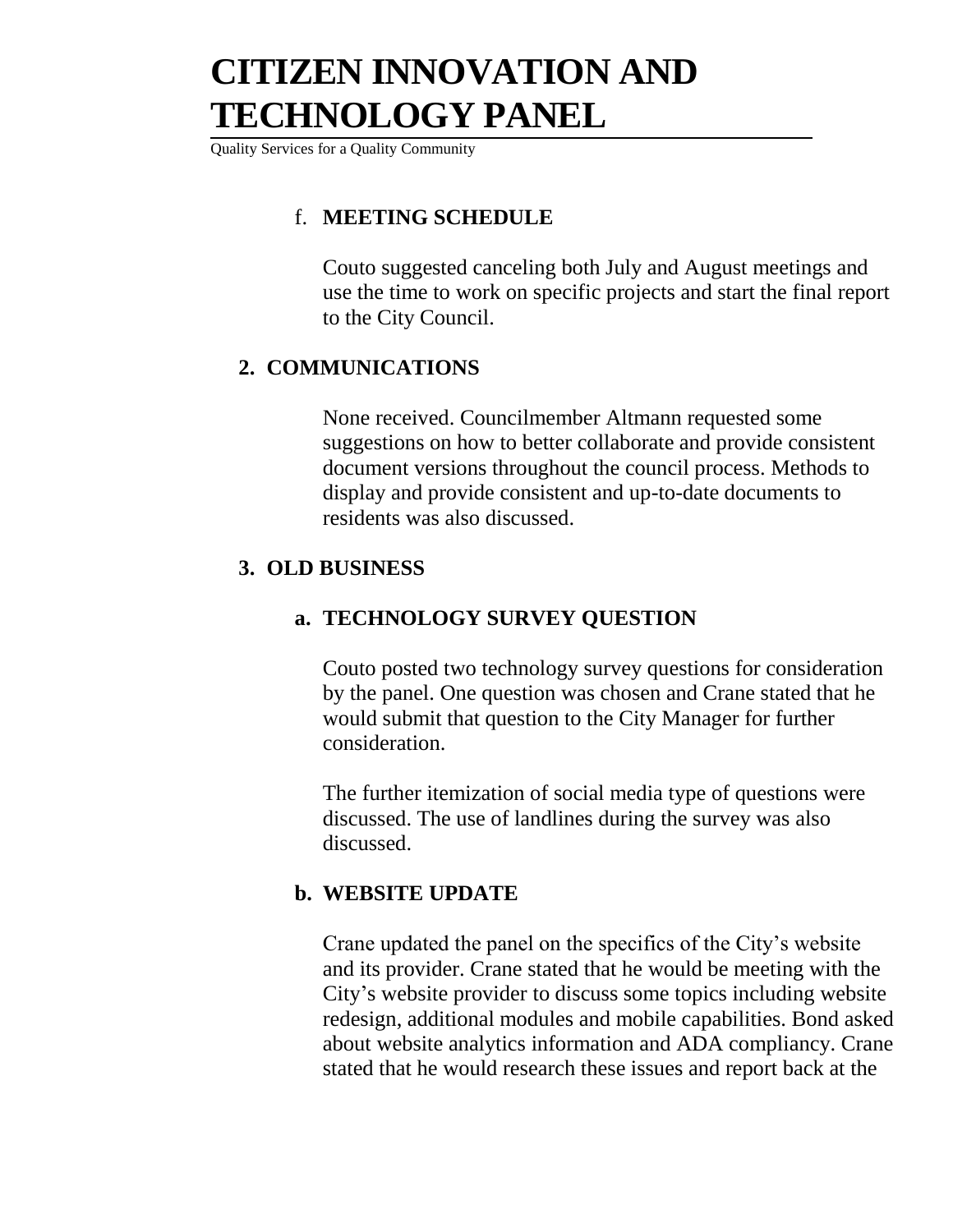f. **MEETING SCHEDULE**

Couto suggested canceling both July and August meetings and use the time to work on specific projects and start the final report to the City Council.

## 2. COMMUNICATIONS

None received. Councilmember Altmann requested some suggestions on how to better collaborate and provide consistent document versions throughout the council process. Methods to display and provide consistent and up-to-date documents to residents was also discussed.

## 3. OLD BUSINESS

### a. TECHNOLOGY SURVEY QUESTION

Couto posted two technology survey questions for consideration by the panel. One question was chosen and Crane stated that he would submit that question to the City Manager for further consideration.

The further itemization of social media type of questions were discussed. The use of landlines during the survey was also discussed.

### b. WEBSITE UPDATE

Crane updated the panel on the specifics of the City's website and its provider. Crane stated that he would be meeting with the City's website provider to discuss some topics including website redesign, additional modules and mobile capabilities. Bond asked about website analytics information and ADA compliancy. Crane stated that he would research these issues and report back at the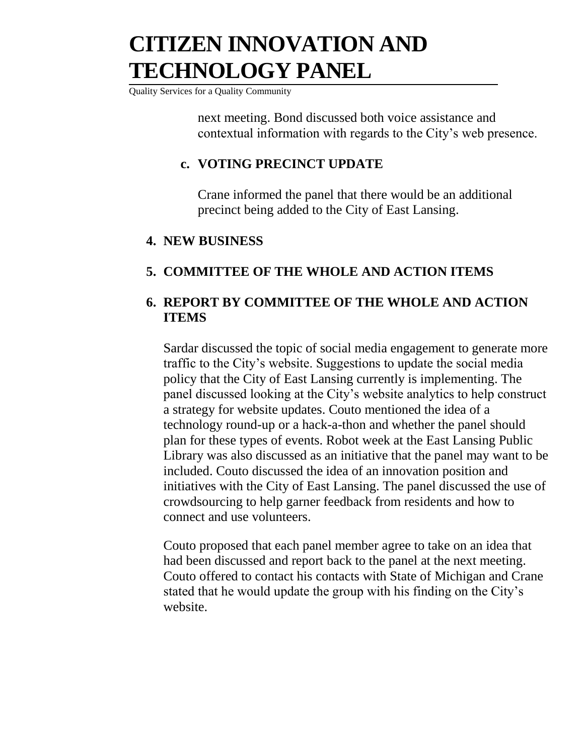next meeting. Bond discussed both voice assistance and contextual information with regards to the City's web presence.

**c. VOTING PRECINCT UPDATE**

Crane informed the panel that there would be an additional precinct being added to the City of East Lansing.

## 4. NEW BUSINESS

## 5. COMMITTEE OF THE WHOLE AND ACTION ITEMS

## 6. REPORT BY COMMITTEE OF THE WHOLE AND ACTION ITEMS

Sardar discussed the topic of social media engagement to generate more traffic to the City's website. Suggestions to update the social media policy that the City of East Lansing currently is implementing. The panel discussed looking at the City's website analytics to help construct a strategy for website updates. Couto mentioned the idea of a technology round-up or a hack-a-thon and whether the panel should plan for these types of events. Robot week at the East Lansing Public Library was also discussed as an initiative that the panel may want to be included. Couto discussed the idea of an innovation position and initiatives with the City of East Lansing. The panel discussed the use of crowdsourcing to help garner feedback from residents and how to connect and use volunteers.

Couto proposed that each panel member agree to take on an idea that had been discussed and report back to the panel at the next meeting. Couto offered to contact his contacts with State of Michigan and Crane stated that he would update the group with his finding on the City's website.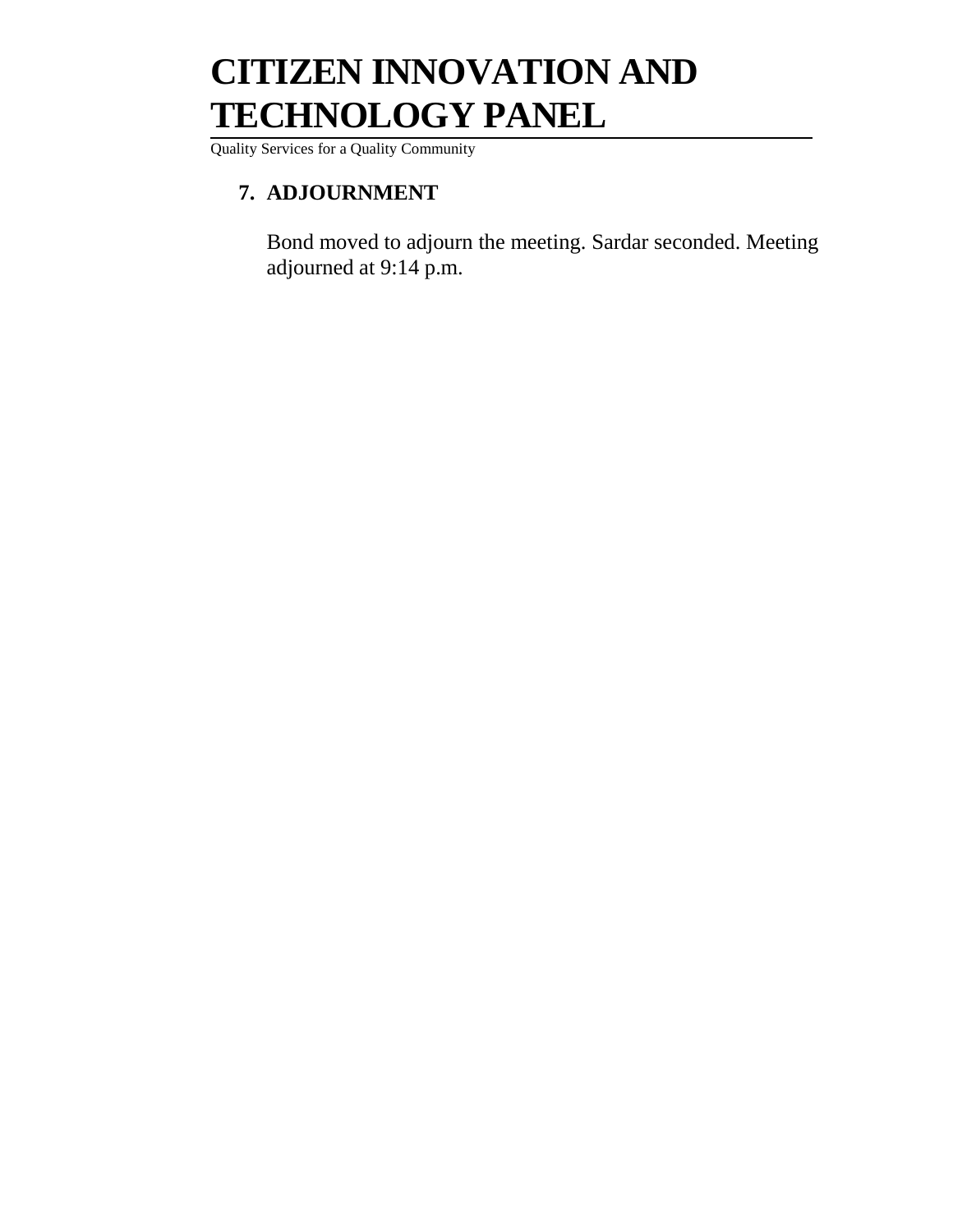7. **ADJOURNMENT**

   Bond moved to adjourn the meeting. Sardar seconded. Meeting adjourned at 9:14 p.m.